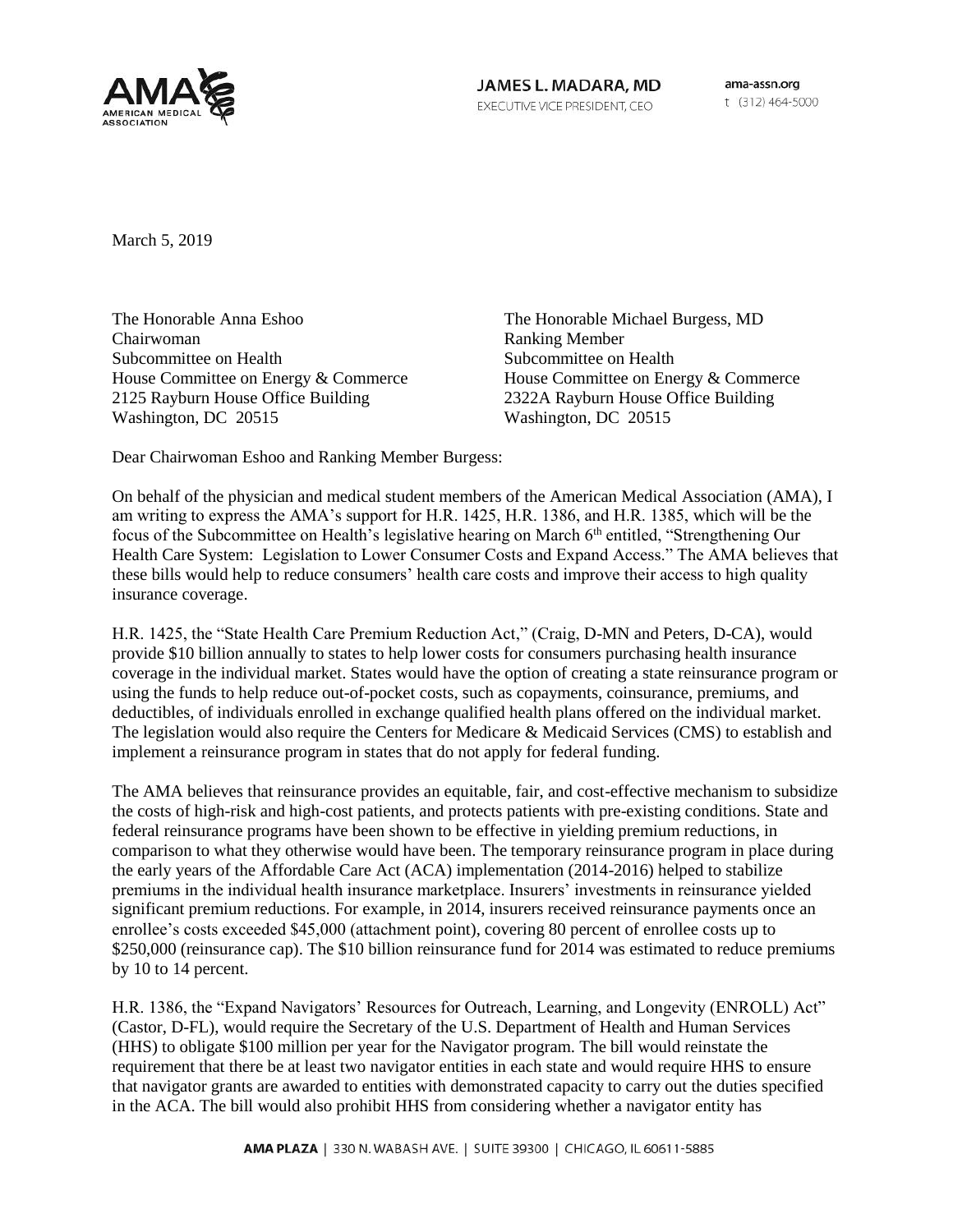**JAMES L. MADARA, MD**
EXECUTIVE VICE PRESIDENT, CEO

ama-assn.org
t (312) 464-5000

March 5, 2019

The Honorable Anna Eshoo
Chairwoman
Subcommittee on Health
House Committee on Energy & Commerce
2125 Rayburn House Office Building
Washington, DC 20515

The Honorable Michael Burgess, MD
Ranking Member
Subcommittee on Health
House Committee on Energy & Commerce
2322A Rayburn House Office Building
Washington, DC 20515

Dear Chairwoman Eshoo and Ranking Member Burgess:

On behalf of the physician and medical student members of the American Medical Association (AMA), I am writing to express the AMA's support for H.R. 1425, H.R. 1386, and H.R. 1385, which will be the focus of the Subcommittee on Health's legislative hearing on March 6th entitled, "Strengthening Our Health Care System: Legislation to Lower Consumer Costs and Expand Access." The AMA believes that these bills would help to reduce consumers' health care costs and improve their access to high quality insurance coverage.

H.R. 1425, the "State Health Care Premium Reduction Act," (Craig, D-MN and Peters, D-CA), would provide $10 billion annually to states to help lower costs for consumers purchasing health insurance coverage in the individual market. States would have the option of creating a state reinsurance program or using the funds to help reduce out-of-pocket costs, such as copayments, coinsurance, premiums, and deductibles, of individuals enrolled in exchange qualified health plans offered on the individual market. The legislation would also require the Centers for Medicare & Medicaid Services (CMS) to establish and implement a reinsurance program in states that do not apply for federal funding.

The AMA believes that reinsurance provides an equitable, fair, and cost-effective mechanism to subsidize the costs of high-risk and high-cost patients, and protects patients with pre-existing conditions. State and federal reinsurance programs have been shown to be effective in yielding premium reductions, in comparison to what they otherwise would have been. The temporary reinsurance program in place during the early years of the Affordable Care Act (ACA) implementation (2014-2016) helped to stabilize premiums in the individual health insurance marketplace. Insurers' investments in reinsurance yielded significant premium reductions. For example, in 2014, insurers received reinsurance payments once an enrollee's costs exceeded $45,000 (attachment point), covering 80 percent of enrollee costs up to $250,000 (reinsurance cap). The $10 billion reinsurance fund for 2014 was estimated to reduce premiums by 10 to 14 percent.

H.R. 1386, the "Expand Navigators' Resources for Outreach, Learning, and Longevity (ENROLL) Act" (Castor, D-FL), would require the Secretary of the U.S. Department of Health and Human Services (HHS) to obligate $100 million per year for the Navigator program. The bill would reinstate the requirement that there be at least two navigator entities in each state and would require HHS to ensure that navigator grants are awarded to entities with demonstrated capacity to carry out the duties specified in the ACA. The bill would also prohibit HHS from considering whether a navigator entity has

AMA PLAZA | 330 N. WABASH AVE. | SUITE 39300 | CHICAGO, IL 60611-5885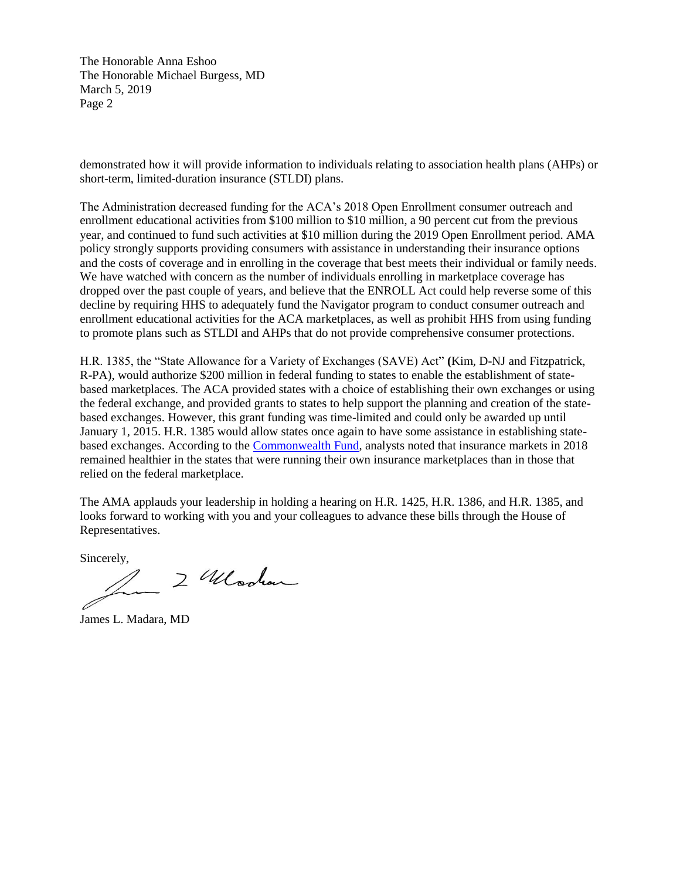demonstrated how it will provide information to individuals relating to association health plans (AHPs) or short-term, limited-duration insurance (STLDI) plans.

The Administration decreased funding for the ACA's 2018 Open Enrollment consumer outreach and enrollment educational activities from $100 million to $10 million, a 90 percent cut from the previous year, and continued to fund such activities at $10 million during the 2019 Open Enrollment period. AMA policy strongly supports providing consumers with assistance in understanding their insurance options and the costs of coverage and in enrolling in the coverage that best meets their individual or family needs. We have watched with concern as the number of individuals enrolling in marketplace coverage has dropped over the past couple of years, and believe that the ENROLL Act could help reverse some of this decline by requiring HHS to adequately fund the Navigator program to conduct consumer outreach and enrollment educational activities for the ACA marketplaces, as well as prohibit HHS from using funding to promote plans such as STLDI and AHPs that do not provide comprehensive consumer protections.

H.R. 1385, the "State Allowance for a Variety of Exchanges (SAVE) Act" **(**Kim, D-NJ and Fitzpatrick, R-PA), would authorize $200 million in federal funding to states to enable the establishment of state-based marketplaces. The ACA provided states with a choice of establishing their own exchanges or using the federal exchange, and provided grants to states to help support the planning and creation of the state-based exchanges. However, this grant funding was time-limited and could only be awarded up until January 1, 2015. H.R. 1385 would allow states once again to have some assistance in establishing state-based exchanges. According to the Commonwealth Fund, analysts noted that insurance markets in 2018 remained healthier in the states that were running their own insurance marketplaces than in those that relied on the federal marketplace.

The AMA applauds your leadership in holding a hearing on H.R. 1425, H.R. 1386, and H.R. 1385, and looks forward to working with you and your colleagues to advance these bills through the House of Representatives.

Sincerely,

James L. Madara, MD